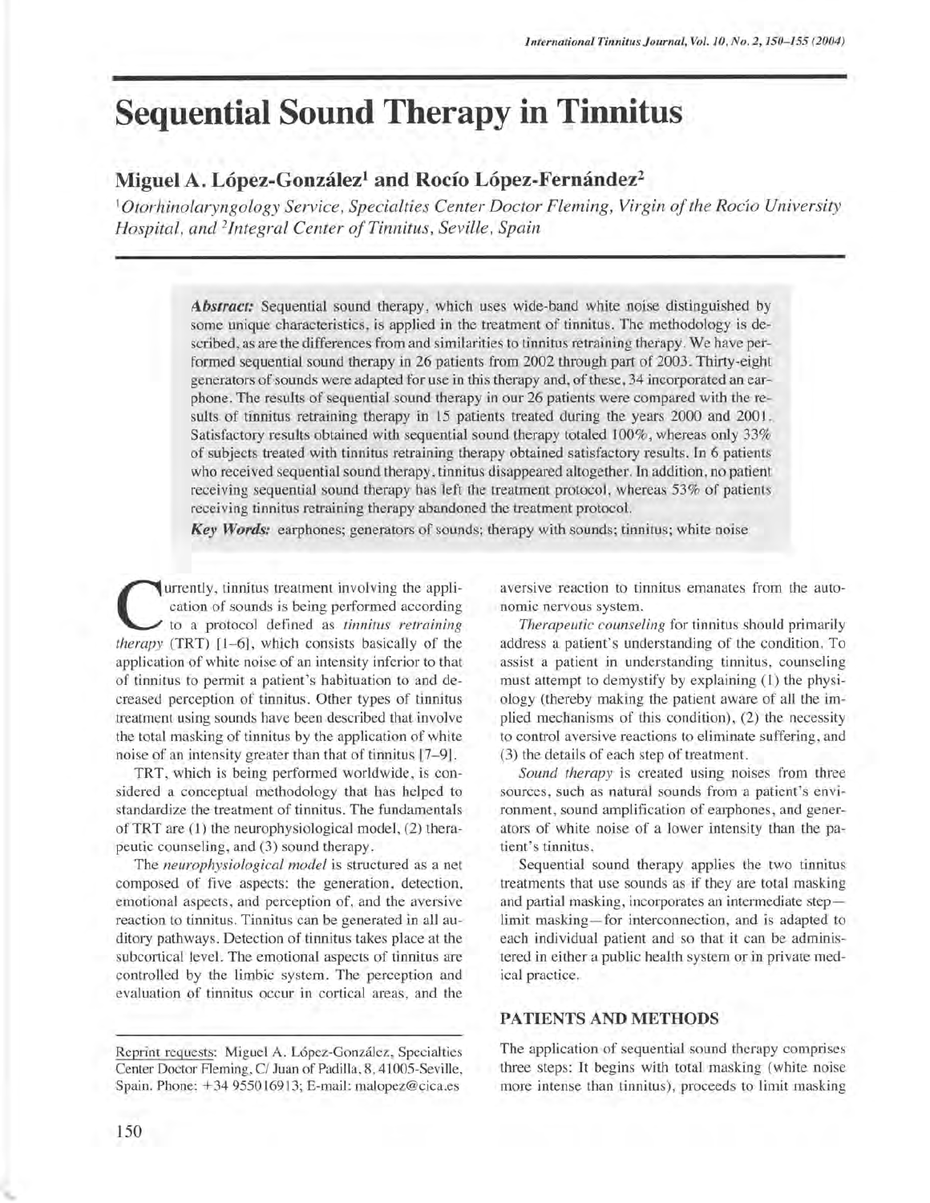# Sequential Sound Therapy in Tinnitus

## Miguel A. López-González[1] and Rocío López-Fernández[2]

[1]*Otorhinolaryngology Service, Specialties Center Doctor Fleming, Virgin of the Rocío University Hospital, and* [2]*Integral Center of Tinnitus, Seville, Spain*

**Abstract:** Sequential sound therapy, which uses wide-band white noise distinguished by some unique characteristics, is applied in the treatment of tinnitus. The methodology is described, as are the differences from and similarities to tinnitus retraining therapy. We have performed sequential sound therapy in 26 patients from 2002 through part of 2003. Thirty-eight generators of sounds were adapted for use in this therapy and, of these, 34 incorporated an earphone. The results of sequential sound therapy in our 26 patients were compared with the results of tinnitus retraining therapy in 15 patients treated during the years 2000 and 2001. Satisfactory results obtained with sequential sound therapy totaled 100%, whereas only 33% of subjects treated with tinnitus retraining therapy obtained satisfactory results. In 6 patients who received sequential sound therapy, tinnitus disappeared altogether. In addition, no patient receiving sequential sound therapy has left the treatment protocol, whereas 53% of patients receiving tinnitus retraining therapy abandoned the treatment protocol.

***Key Words:*** earphones; generators of sounds; therapy with sounds; tinnitus; white noise

Currently, tinnitus treatment involving the application of sounds is being performed according to a protocol defined as *tinnitus retraining therapy* (TRT) [1–6], which consists basically of the application of white noise of an intensity inferior to that of tinnitus to permit a patient's habituation to and decreased perception of tinnitus. Other types of tinnitus treatment using sounds have been described that involve the total masking of tinnitus by the application of white noise of an intensity greater than that of tinnitus [7–9].

TRT, which is being performed worldwide, is considered a conceptual methodology that has helped to standardize the treatment of tinnitus. The fundamentals of TRT are (1) the neurophysiological model, (2) therapeutic counseling, and (3) sound therapy.

The *neurophysiological model* is structured as a net composed of five aspects: the generation, detection, emotional aspects, and perception of, and the aversive reaction to tinnitus. Tinnitus can be generated in all auditory pathways. Detection of tinnitus takes place at the subcortical level. The emotional aspects of tinnitus are controlled by the limbic system. The perception and evaluation of tinnitus occur in cortical areas, and the aversive reaction to tinnitus emanates from the autonomic nervous system.

*Therapeutic counseling* for tinnitus should primarily address a patient's understanding of the condition. To assist a patient in understanding tinnitus, counseling must attempt to demystify by explaining (1) the physiology (thereby making the patient aware of all the implied mechanisms of this condition), (2) the necessity to control aversive reactions to eliminate suffering, and (3) the details of each step of treatment.

*Sound therapy* is created using noises from three sources, such as natural sounds from a patient's environment, sound amplification of earphones, and generators of white noise of a lower intensity than the patient's tinnitus.

Sequential sound therapy applies the two tinnitus treatments that use sounds as if they are total masking and partial masking, incorporates an intermediate step—limit masking—for interconnection, and is adapted to each individual patient and so that it can be administered in either a public health system or in private medical practice.

## PATIENTS AND METHODS

The application of sequential sound therapy comprises three steps: It begins with total masking (white noise more intense than tinnitus), proceeds to limit masking

Reprint requests: Miguel A. López-González, Specialties Center Doctor Fleming, C/ Juan of Padilla, 8, 41005-Seville, Spain. Phone: +34 955016913; E-mail: malopez@cica.es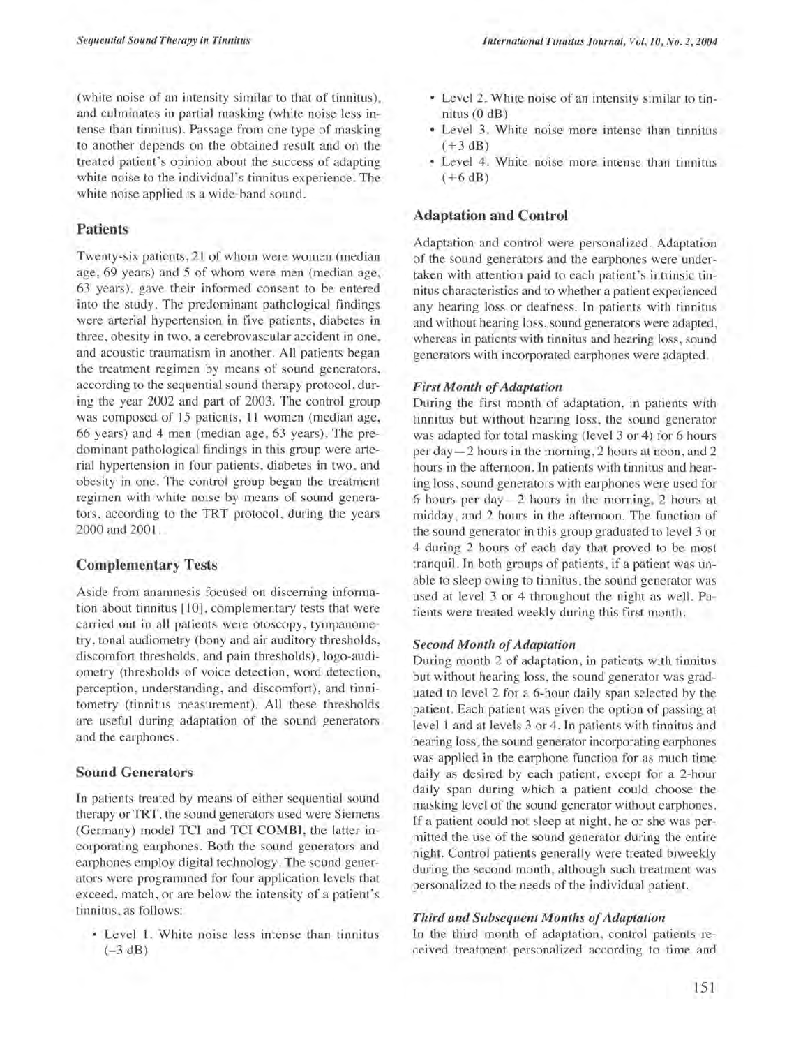(white noise of an intensity similar to that of tinnitus), and culminates in partial masking (white noise less intense than tinnitus). Passage from one type of masking to another depends on the obtained result and on the treated patient's opinion about the success of adapting white noise to the individual's tinnitus experience. The white noise applied is a wide-band sound.

## Patients

Twenty-six patients, 21 of whom were women (median age, 69 years) and 5 of whom were men (median age, 63 years), gave their informed consent to be entered into the study. The predominant pathological findings were arterial hypertension in five patients, diabetes in three, obesity in two, a cerebrovascular accident in one, and acoustic traumatism in another. All patients began the treatment regimen by means of sound generators, according to the sequential sound therapy protocol, during the year 2002 and part of 2003. The control group was composed of 15 patients, 11 women (median age, 66 years) and 4 men (median age, 63 years). The predominant pathological findings in this group were arterial hypertension in four patients, diabetes in two, and obesity in one. The control group began the treatment regimen with white noise by means of sound generators, according to the TRT protocol, during the years 2000 and 2001.

## Complementary Tests

Aside from anamnesis focused on discerning information about tinnitus [10], complementary tests that were carried out in all patients were otoscopy, tympanometry, tonal audiometry (bony and air auditory thresholds, discomfort thresholds, and pain thresholds), logo-audiometry (thresholds of voice detection, word detection, perception, understanding, and discomfort), and tinnitometry (tinnitus measurement). All these thresholds are useful during adaptation of the sound generators and the earphones.

### Sound Generators

In patients treated by means of either sequential sound therapy or TRT, the sound generators used were Siemens (Germany) model TCI and TCI COMBI, the latter incorporating earphones. Both the sound generators and earphones employ digital technology. The sound generators were programmed for four application levels that exceed, match, or are below the intensity of a patient's tinnitus, as follows:

- Level 1. White noise less intense than tinnitus (–3 dB)
- Level 2. White noise of an intensity similar to tinnitus (0 dB)
- Level 3. White noise more intense than tinnitus (+3 dB)
- Level 4. White noise more intense than tinnitus (+6 dB)

## Adaptation and Control

Adaptation and control were personalized. Adaptation of the sound generators and the earphones were undertaken with attention paid to each patient's intrinsic tinnitus characteristics and to whether a patient experienced any hearing loss or deafness. In patients with tinnitus and without hearing loss, sound generators were adapted, whereas in patients with tinnitus and hearing loss, sound generators with incorporated earphones were adapted.

### *First Month of Adaptation*

During the first month of adaptation, in patients with tinnitus but without hearing loss, the sound generator was adapted for total masking (level 3 or 4) for 6 hours per day—2 hours in the morning, 2 hours at noon, and 2 hours in the afternoon. In patients with tinnitus and hearing loss, sound generators with earphones were used for 6 hours per day—2 hours in the morning, 2 hours at midday, and 2 hours in the afternoon. The function of the sound generator in this group graduated to level 3 or 4 during 2 hours of each day that proved to be most tranquil. In both groups of patients, if a patient was unable to sleep owing to tinnitus, the sound generator was used at level 3 or 4 throughout the night as well. Patients were treated weekly during this first month.

### *Second Month of Adaptation*

During month 2 of adaptation, in patients with tinnitus but without hearing loss, the sound generator was graduated to level 2 for a 6-hour daily span selected by the patient. Each patient was given the option of passing at level 1 and at levels 3 or 4. In patients with tinnitus and hearing loss, the sound generator incorporating earphones was applied in the earphone function for as much time daily as desired by each patient, except for a 2-hour daily span during which a patient could choose the masking level of the sound generator without earphones. If a patient could not sleep at night, he or she was permitted the use of the sound generator during the entire night. Control patients generally were treated biweekly during the second month, although such treatment was personalized to the needs of the individual patient.

### *Third and Subsequent Months of Adaptation*

In the third month of adaptation, control patients received treatment personalized according to time and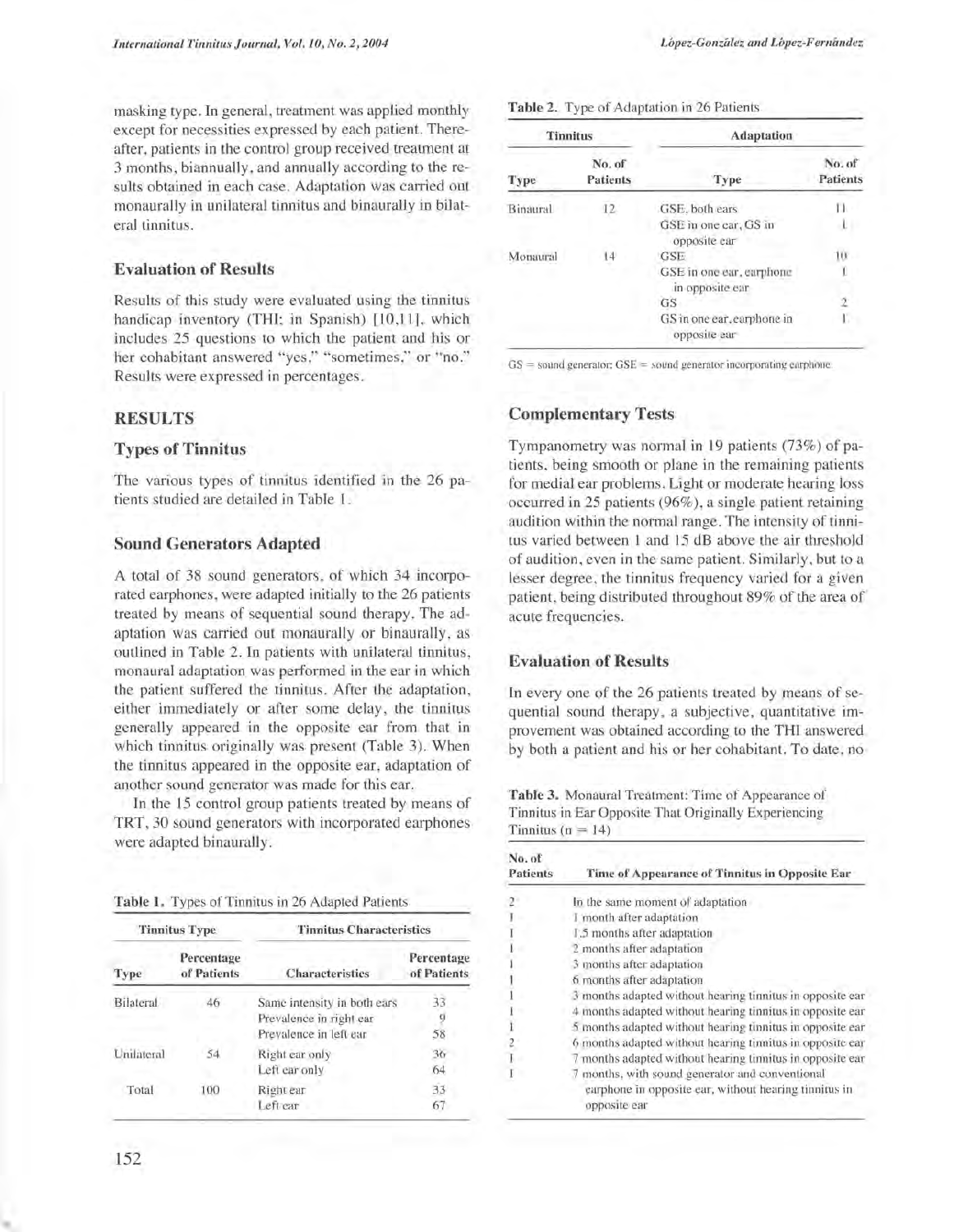masking type. In general, treatment was applied monthly except for necessities expressed by each patient. Thereafter, patients in the control group received treatment at 3 months, biannually, and annually according to the results obtained in each case. Adaptation was carried out monaurally in unilateral tinnitus and binaurally in bilateral tinnitus.

### Evaluation of Results

Results of this study were evaluated using the tinnitus handicap inventory (THI; in Spanish) [10,11], which includes 25 questions to which the patient and his or her cohabitant answered "yes," "sometimes," or "no." Results were expressed in percentages.

## RESULTS

### Types of Tinnitus

The various types of tinnitus identified in the 26 patients studied are detailed in Table 1.

### Sound Generators Adapted

A total of 38 sound generators, of which 34 incorporated earphones, were adapted initially to the 26 patients treated by means of sequential sound therapy. The adaptation was carried out monaurally or binaurally, as outlined in Table 2. In patients with unilateral tinnitus, monaural adaptation was performed in the ear in which the patient suffered the tinnitus. After the adaptation, either immediately or after some delay, the tinnitus generally appeared in the opposite ear from that in which tinnitus originally was present (Table 3). When the tinnitus appeared in the opposite ear, adaptation of another sound generator was made for this ear.

In the 15 control group patients treated by means of TRT, 30 sound generators with incorporated earphones were adapted binaurally.

**Table 1.** Types of Tinnitus in 26 Adapted Patients

| Tinnitus Type | | Tinnitus Characteristics | |
|---|---|---|---|
| Type | Percentage of Patients | Characteristics | Percentage of Patients |
| Bilateral | 46 | Same intensity in both ears | 33 |
| | | Prevalence in right ear | 9 |
| | | Prevalence in left ear | 58 |
| Unilateral | 54 | Right ear only | 36 |
| | | Left ear only | 64 |
| Total | 100 | Right ear | 33 |
| | | Left ear | 67 |

**Table 2.** Type of Adaptation in 26 Patients

| Tinnitus | | Adaptation | |
|---|---|---|---|
| Type | No. of Patients | Type | No. of Patients |
| Binaural | 12 | GSE, both ears | 11 |
| | | GSE in one ear, GS in opposite ear | 1 |
| Monaural | 14 | GSE | 10 |
| | | GSE in one ear, earphone in opposite ear | 1 |
| | | GS | 2 |
| | | GS in one ear, earphone in opposite ear | 1 |

GS = sound generator; GSE = sound generator incorporating earphone.

### Complementary Tests

Tympanometry was normal in 19 patients (73%) of patients, being smooth or plane in the remaining patients for medial ear problems. Light or moderate hearing loss occurred in 25 patients (96%), a single patient retaining audition within the normal range. The intensity of tinnitus varied between 1 and 15 dB above the air threshold of audition, even in the same patient. Similarly, but to a lesser degree, the tinnitus frequency varied for a given patient, being distributed throughout 89% of the area of acute frequencies.

### Evaluation of Results

In every one of the 26 patients treated by means of sequential sound therapy, a subjective, quantitative improvement was obtained according to the THI answered by both a patient and his or her cohabitant. To date, no

**Table 3.** Monaural Treatment: Time of Appearance of Tinnitus in Ear Opposite That Originally Experiencing Tinnitus (n = 14)

| No. of Patients | Time of Appearance of Tinnitus in Opposite Ear |
|---|---|
| 2 | In the same moment of adaptation |
| 1 | 1 month after adaptation |
| 1 | 1.5 months after adaptation |
| 1 | 2 months after adaptation |
| 1 | 3 months after adaptation |
| 1 | 6 months after adaptation |
| 1 | 3 months adapted without hearing tinnitus in opposite ear |
| 1 | 4 months adapted without hearing tinnitus in opposite ear |
| 1 | 5 months adapted without hearing tinnitus in opposite ear |
| 2 | 6 months adapted without hearing tinnitus in opposite ear |
| 1 | 7 months adapted without hearing tinnitus in opposite ear |
| 1 | 7 months, with sound generator and conventional earphone in opposite ear, without hearing tinnitus in opposite ear |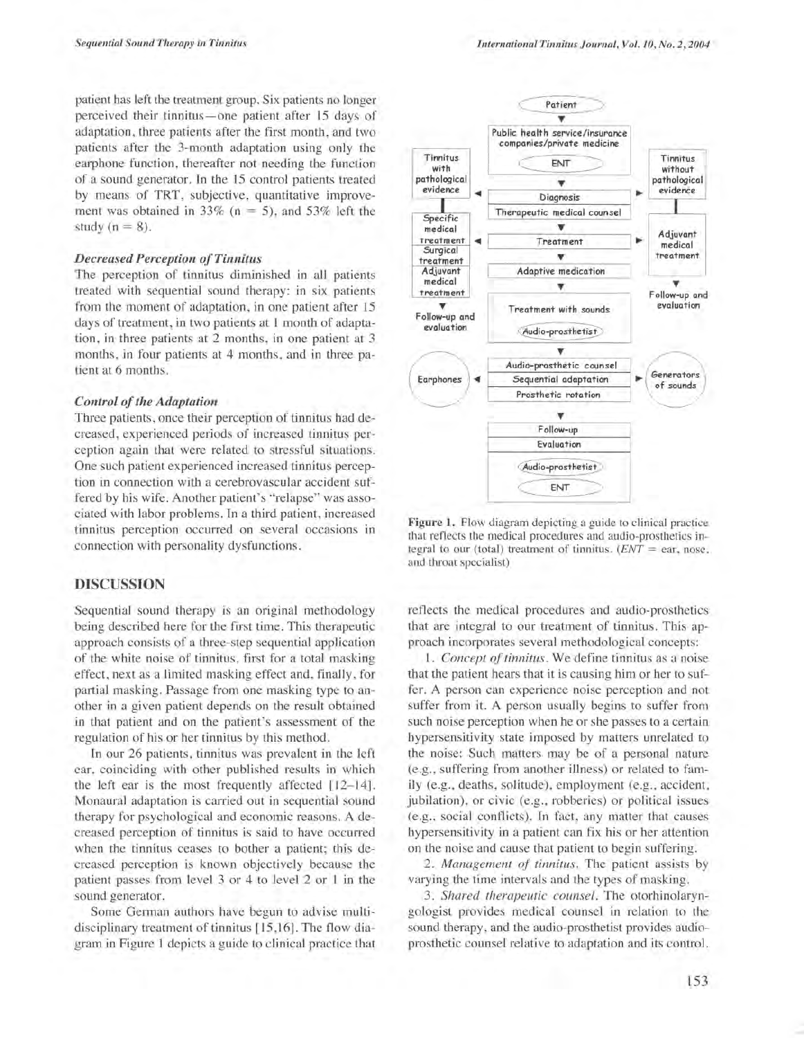patient has left the treatment group. Six patients no longer perceived their tinnitus—one patient after 15 days of adaptation, three patients after the first month, and two patients after the 3-month adaptation using only the earphone function, thereafter not needing the function of a sound generator. In the 15 control patients treated by means of TRT, subjective, quantitative improvement was obtained in 33% (n = 5), and 53% left the study (n = 8).

### *Decreased Perception of Tinnitus*

The perception of tinnitus diminished in all patients treated with sequential sound therapy: in six patients from the moment of adaptation, in one patient after 15 days of treatment, in two patients at 1 month of adaptation, in three patients at 2 months, in one patient at 3 months, in four patients at 4 months, and in three patient at 6 months.

### *Control of the Adaptation*

Three patients, once their perception of tinnitus had decreased, experienced periods of increased tinnitus perception again that were related to stressful situations. One such patient experienced increased tinnitus perception in connection with a cerebrovascular accident suffered by his wife. Another patient's "relapse" was associated with labor problems. In a third patient, increased tinnitus perception occurred on several occasions in connection with personality dysfunctions.

## DISCUSSION

Sequential sound therapy is an original methodology being described here for the first time. This therapeutic approach consists of a three-step sequential application of the white noise of tinnitus, first for a total masking effect, next as a limited masking effect and, finally, for partial masking. Passage from one masking type to another in a given patient depends on the result obtained in that patient and on the patient's assessment of the regulation of his or her tinnitus by this method.

In our 26 patients, tinnitus was prevalent in the left ear, coinciding with other published results in which the left ear is the most frequently affected [12–14]. Monaural adaptation is carried out in sequential sound therapy for psychological and economic reasons. A decreased perception of tinnitus is said to have occurred when the tinnitus ceases to bother a patient; this decreased perception is known objectively because the patient passes from level 3 or 4 to level 2 or 1 in the sound generator.

Some German authors have begun to advise multidisciplinary treatment of tinnitus [15,16]. The flow diagram in Figure 1 depicts a guide to clinical practice that reflects the medical procedures and audio-prosthetics that are integral to our treatment of tinnitus. This approach incorporates several methodological concepts:

1. *Concept of tinnitus*. We define tinnitus as a noise that the patient hears that it is causing him or her to suffer. A person can experience noise perception and not suffer from it. A person usually begins to suffer from such noise perception when he or she passes to a certain hypersensitivity state imposed by matters unrelated to the noise: Such matters may be of a personal nature (e.g., suffering from another illness) or related to family (e.g., deaths, solitude), employment (e.g., accident, jubilation), or civic (e.g., robberies) or political issues (e.g., social conflicts). In fact, any matter that causes hypersensitivity in a patient can fix his or her attention on the noise and cause that patient to begin suffering.

2. *Management of tinnitus*. The patient assists by varying the time intervals and the types of masking.

3. *Shared therapeutic counsel*. The otorhinolaryngologist provides medical counsel in relation to the sound therapy, and the audio-prosthetist provides audio-prosthetic counsel relative to adaptation and its control.

**Figure 1.** Flow diagram depicting a guide to clinical practice that reflects the medical procedures and audio-prosthetics integral to our (total) treatment of tinnitus. (*ENT* = ear, nose, and throat specialist)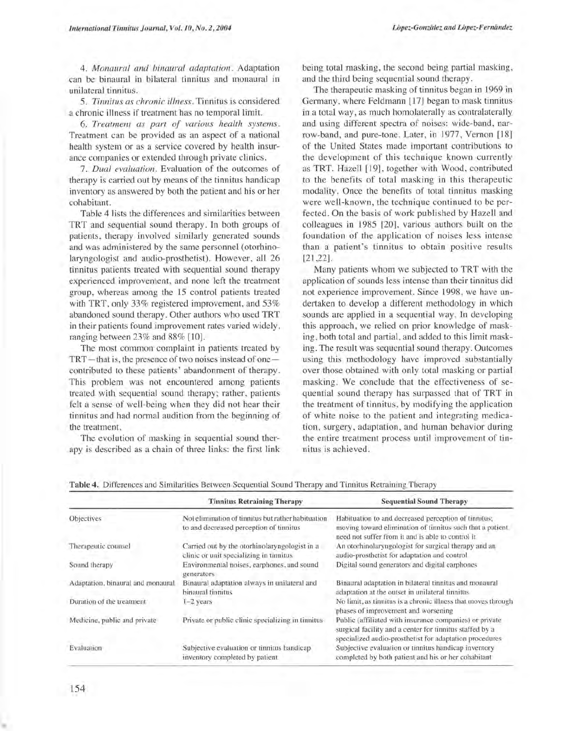4. *Monaural and binaural adaptation*. Adaptation can be binaural in bilateral tinnitus and monaural in unilateral tinnitus.

5. *Tinnitus as chronic illness*. Tinnitus is considered a chronic illness if treatment has no temporal limit.

6. *Treatment as part of various health systems*. Treatment can be provided as an aspect of a national health system or as a service covered by health insurance companies or extended through private clinics.

7. *Dual evaluation*. Evaluation of the outcomes of therapy is carried out by means of the tinnitus handicap inventory as answered by both the patient and his or her cohabitant.

Table 4 lists the differences and similarities between TRT and sequential sound therapy. In both groups of patients, therapy involved similarly generated sounds and was administered by the same personnel (otorhinolaryngologist and audio-prosthetist). However, all 26 tinnitus patients treated with sequential sound therapy experienced improvement, and none left the treatment group, whereas among the 15 control patients treated with TRT, only 33% registered improvement, and 53% abandoned sound therapy. Other authors who used TRT in their patients found improvement rates varied widely, ranging between 23% and 88% [10].

The most common complaint in patients treated by TRT—that is, the presence of two noises instead of one—contributed to these patients' abandonment of therapy. This problem was not encountered among patients treated with sequential sound therapy; rather, patients felt a sense of well-being when they did not hear their tinnitus and had normal audition from the beginning of the treatment.

The evolution of masking in sequential sound therapy is described as a chain of three links: the first link being total masking, the second being partial masking, and the third being sequential sound therapy.

The therapeutic masking of tinnitus began in 1969 in Germany, where Feldmann [17] began to mask tinnitus in a total way, as much homolaterally as contralaterally and using different spectra of noises: wide-band, narrow-band, and pure-tone. Later, in 1977, Vernon [18] of the United States made important contributions to the development of this technique known currently as TRT. Hazell [19], together with Wood, contributed to the benefits of total masking in this therapeutic modality. Once the benefits of total tinnitus masking were well-known, the technique continued to be perfected. On the basis of work published by Hazell and colleagues in 1985 [20], various authors built on the foundation of the application of noises less intense than a patient's tinnitus to obtain positive results [21,22].

Many patients whom we subjected to TRT with the application of sounds less intense than their tinnitus did not experience improvement. Since 1998, we have undertaken to develop a different methodology in which sounds are applied in a sequential way. In developing this approach, we relied on prior knowledge of masking, both total and partial, and added to this limit masking. The result was sequential sound therapy. Outcomes using this methodology have improved substantially over those obtained with only total masking or partial masking. We conclude that the effectiveness of sequential sound therapy has surpassed that of TRT in the treatment of tinnitus, by modifying the application of white noise to the patient and integrating medication, surgery, adaptation, and human behavior during the entire treatment process until improvement of tinnitus is achieved.

**Table 4.** Differences and Similarities Between Sequential Sound Therapy and Tinnitus Retraining Therapy

| | Tinnitus Retraining Therapy | Sequential Sound Therapy |
|---|---|---|
| Objectives | Not elimination of tinnitus but rather habituation to and decreased perception of tinnitus | Habituation to and decreased perception of tinnitus; moving toward elimination of tinnitus such that a patient need not suffer from it and is able to control it |
| Therapeutic counsel | Carried out by the otorhinolaryngologist in a clinic or unit specializing in tinnitus | An otorhinolaryngologist for surgical therapy and an audio-prosthetist for adaptation and control |
| Sound therapy | Environmental noises, earphones, and sound generators | Digital sound generators and digital earphones |
| Adaptation, binaural and monaural | Binaural adaptation always in unilateral and binaural tinnitus | Binaural adaptation in bilateral tinnitus and monaural adaptation at the outset in unilateral tinnitus |
| Duration of the treatment | 1–2 years | No limit, as tinnitus is a chronic illness that moves through phases of improvement and worsening |
| Medicine, public and private | Private or public clinic specializing in tinnitus | Public (affiliated with insurance companies) or private surgical facility and a center for tinnitus staffed by a specialized audio-prosthetist for adaptation procedures |
| Evaluation | Subjective evaluation or tinnitus handicap inventory completed by patient | Subjective evaluation or tinnitus handicap inventory completed by both patient and his or her cohabitant |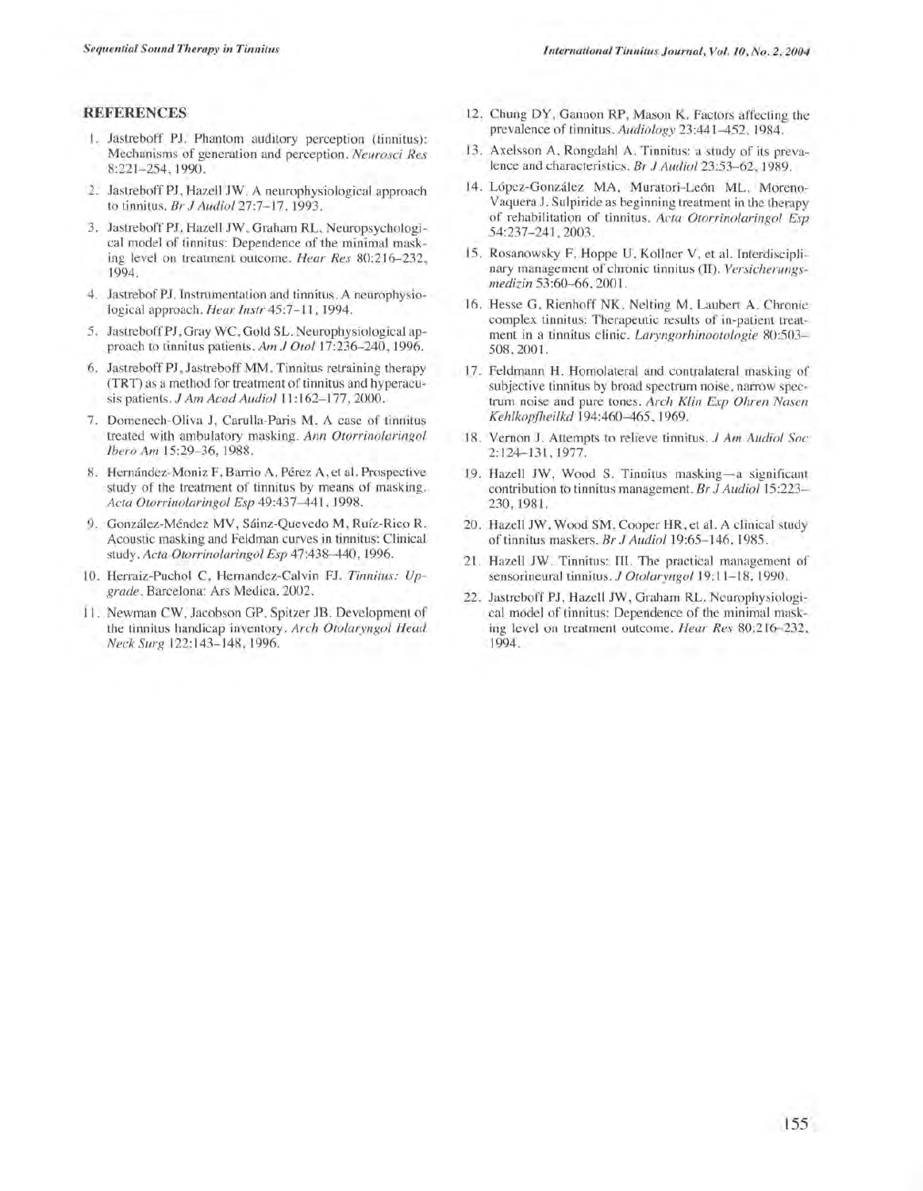## REFERENCES

1. Jastreboff PJ. Phantom auditory perception (tinnitus): Mechanisms of generation and perception. *Neurosci Res* 8:221–254, 1990.
2. Jastreboff PJ, Hazell JW. A neurophysiological approach to tinnitus. *Br J Audiol* 27:7–17, 1993.
3. Jastreboff PJ, Hazell JW, Graham RL. Neuropsychological model of tinnitus: Dependence of the minimal masking level on treatment outcome. *Hear Res* 80:216–232, 1994.
4. Jastrebof PJ. Instrumentation and tinnitus. A neurophysiological approach. *Hear Instr* 45:7–11, 1994.
5. Jastreboff PJ, Gray WC, Gold SL. Neurophysiological approach to tinnitus patients. *Am J Otol* 17:236–240, 1996.
6. Jastreboff PJ, Jastreboff MM. Tinnitus retraining therapy (TRT) as a method for treatment of tinnitus and hyperacusis patients. *J Am Acad Audiol* 11:162–177, 2000.
7. Domenech-Oliva J, Carulla-Paris M. A case of tinnitus treated with ambulatory masking. *Ann Otorrinolaringol Ibero Am* 15:29–36, 1988.
8. Hernández-Moniz F, Barrio A, Pérez A, et al. Prospective study of the treatment of tinnitus by means of masking. *Acta Otorrinolaringol Esp* 49:437–441, 1998.
9. González-Méndez MV, Sáinz-Quevedo M, Ruíz-Rico R. Acoustic masking and Feldman curves in tinnitus: Clinical study. *Acta Otorrinolaringol Esp* 47:438–440, 1996.
10. Herraiz-Puchol C, Hernandez-Calvin FJ. *Tinnitus: Upgrade*. Barcelona: Ars Medica, 2002.
11. Newman CW, Jacobson GP, Spitzer JB. Development of the tinnitus handicap inventory. *Arch Otolaryngol Head Neck Surg* 122:143–148, 1996.
12. Chung DY, Gannon RP, Mason K. Factors affecting the prevalence of tinnitus. *Audiology* 23:441–452, 1984.
13. Axelsson A, Rongdahl A. Tinnitus: a study of its prevalence and characteristics. *Br J Audiol* 23:53–62, 1989.
14. López-González MA, Muratori-León ML, Moreno-Vaquera J. Sulpiride as beginning treatment in the therapy of rehabilitation of tinnitus. *Acta Otorrinolaringol Esp* 54:237–241, 2003.
15. Rosanowsky F, Hoppe U, Kollner V, et al. Interdisciplinary management of chronic tinnitus (II). *Versicherungsmedizin* 53:60–66, 2001.
16. Hesse G, Rienhoff NK, Nelting M, Laubert A. Chronic complex tinnitus: Therapeutic results of in-patient treatment in a tinnitus clinic. *Laryngorhinootologie* 80:503–508, 2001.
17. Feldmann H. Homolateral and contralateral masking of subjective tinnitus by broad spectrum noise, narrow spectrum noise and pure tones. *Arch Klin Exp Ohren Nasen Kehlkopfheilkd* 194:460–465, 1969.
18. Vernon J. Attempts to relieve tinnitus. *J Am Audiol Soc* 2:124–131, 1977.
19. Hazell JW, Wood S. Tinnitus masking—a significant contribution to tinnitus management. *Br J Audiol* 15:223–230, 1981.
20. Hazell JW, Wood SM, Cooper HR, et al. A clinical study of tinnitus maskers. *Br J Audiol* 19:65–146, 1985.
21. Hazell JW. Tinnitus: III. The practical management of sensorineural tinnitus. *J Otolaryngol* 19:11–18, 1990.
22. Jastreboff PJ, Hazell JW, Graham RL. Neurophysiological model of tinnitus: Dependence of the minimal masking level on treatment outcome. *Hear Res* 80:216–232, 1994.